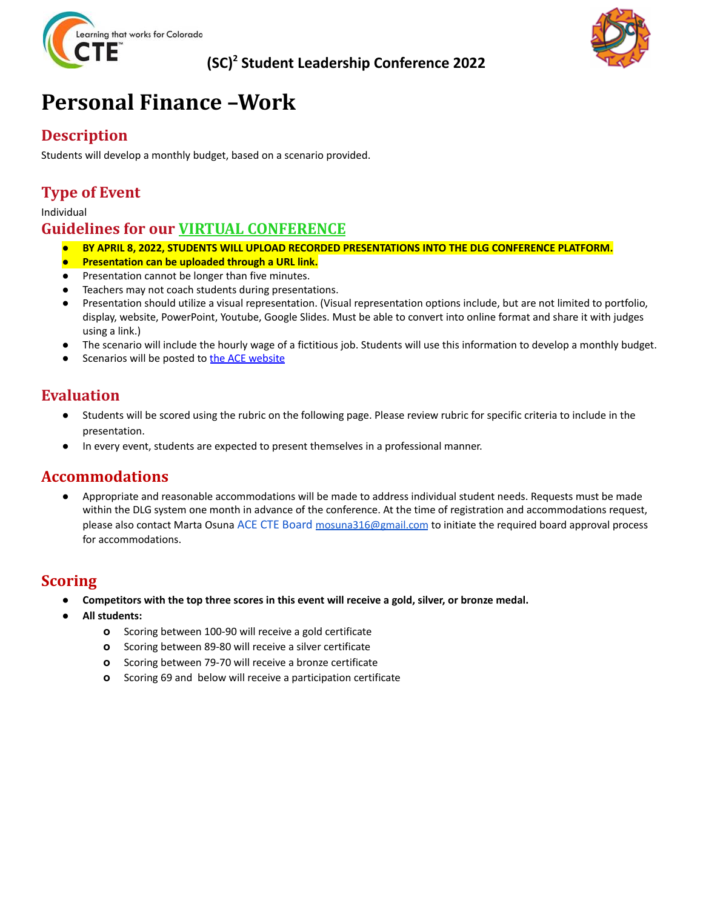$(SC)^2$ Student Leadership Conference 2022

# Personal Finance –Work

## Description

Students will develop a monthly budget, based on a scenario provided.

## Type of Event

Individual

## Guidelines for our VIRTUAL CONFERENCE

- **BY APRIL 8, 2022, STUDENTS WILL UPLOAD RECORDED PRESENTATIONS INTO THE DLG CONFERENCE PLATFORM.**
- **Presentation can be uploaded through a URL link.**
- Presentation cannot be longer than five minutes.
- Teachers may not coach students during presentations.
- Presentation should utilize a visual representation. (Visual representation options include, but are not limited to portfolio, display, website, PowerPoint, Youtube, Google Slides. Must be able to convert into online format and share it with judges using a link.)
- The scenario will include the hourly wage of a fictitious job. Students will use this information to develop a monthly budget.
- Scenarios will be posted to the ACE website

## Evaluation

- Students will be scored using the rubric on the following page. Please review rubric for specific criteria to include in the presentation.
- In every event, students are expected to present themselves in a professional manner.

## Accommodations

- Appropriate and reasonable accommodations will be made to address individual student needs. Requests must be made within the DLG system one month in advance of the conference. At the time of registration and accommodations request, please also contact Marta Osuna ACE CTE Board mosuna316@gmail.com to initiate the required board approval process for accommodations.

## Scoring

- **Competitors with the top three scores in this event will receive a gold, silver, or bronze medal.**
- **All students:**
  - Scoring between 100-90 will receive a gold certificate
  - Scoring between 89-80 will receive a silver certificate
  - Scoring between 79-70 will receive a bronze certificate
  - Scoring 69 and below will receive a participation certificate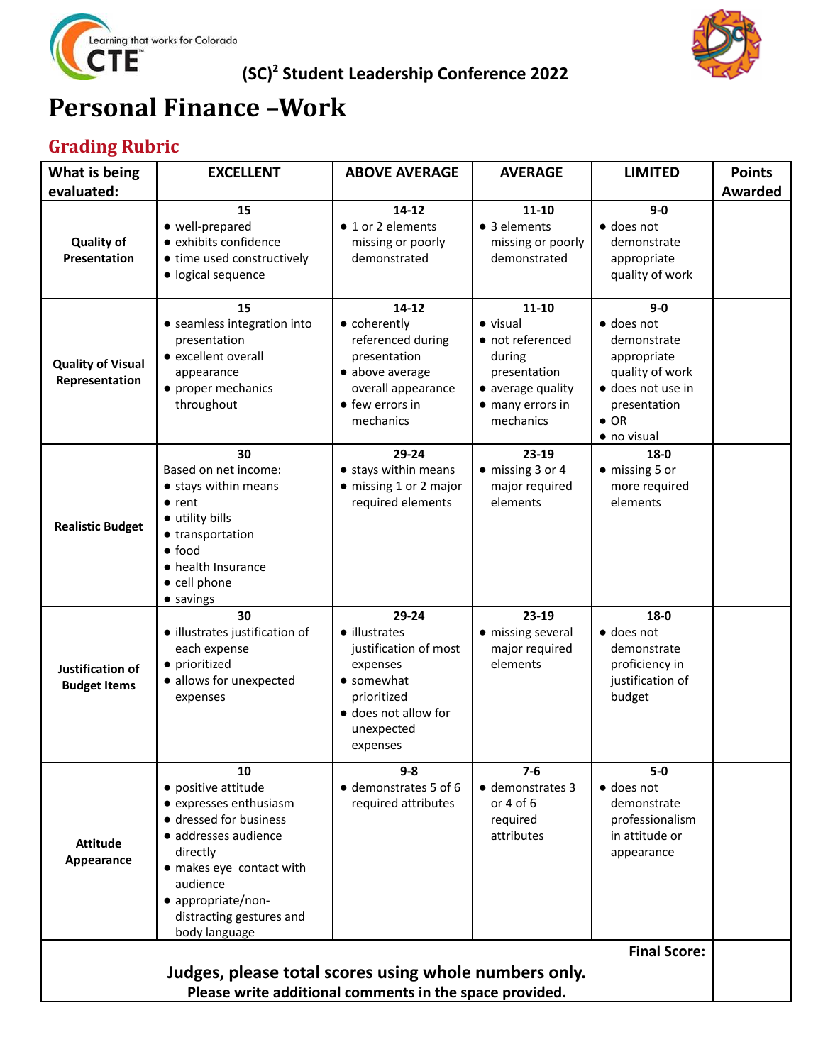Learning that works for Colorado CTE

(SC)[2] Student Leadership Conference 2022

# Personal Finance –Work

## Grading Rubric

| What is being evaluated: | EXCELLENT | ABOVE AVERAGE | AVERAGE | LIMITED | Points Awarded |
|---|---|---|---|---|---|
| **Quality of Presentation** | **15**<br>• well-prepared<br>• exhibits confidence<br>• time used constructively<br>• logical sequence | **14-12**<br>• 1 or 2 elements missing or poorly demonstrated | **11-10**<br>• 3 elements missing or poorly demonstrated | **9-0**<br>• does not demonstrate appropriate quality of work | |
| **Quality of Visual Representation** | **15**<br>• seamless integration into presentation<br>• excellent overall appearance<br>• proper mechanics throughout | **14-12**<br>• coherently referenced during presentation<br>• above average overall appearance<br>• few errors in mechanics | **11-10**<br>• visual<br>• not referenced during presentation<br>• average quality<br>• many errors in mechanics | **9-0**<br>• does not demonstrate appropriate quality of work<br>• does not use in presentation<br>• OR<br>• no visual | |
| **Realistic Budget** | **30**<br>Based on net income:<br>• stays within means<br>• rent<br>• utility bills<br>• transportation<br>• food<br>• health Insurance<br>• cell phone<br>• savings | **29-24**<br>• stays within means<br>• missing 1 or 2 major required elements | **23-19**<br>• missing 3 or 4 major required elements | **18-0**<br>• missing 5 or more required elements | |
| **Justification of Budget Items** | **30**<br>• illustrates justification of each expense<br>• prioritized<br>• allows for unexpected expenses | **29-24**<br>• illustrates justification of most expenses<br>• somewhat prioritized<br>• does not allow for unexpected expenses | **23-19**<br>• missing several major required elements | **18-0**<br>• does not demonstrate proficiency in justification of budget | |
| **Attitude Appearance** | **10**<br>• positive attitude<br>• expresses enthusiasm<br>• dressed for business<br>• addresses audience directly<br>• makes eye contact with audience<br>• appropriate/non-distracting gestures and body language | **9-8**<br>• demonstrates 5 of 6 required attributes | **7-6**<br>• demonstrates 3 or 4 of 6 required attributes | **5-0**<br>• does not demonstrate professionalism in attitude or appearance | |
| | | | | **Final Score:** | |

**Judges, please total scores using whole numbers only.**
**Please write additional comments in the space provided.**